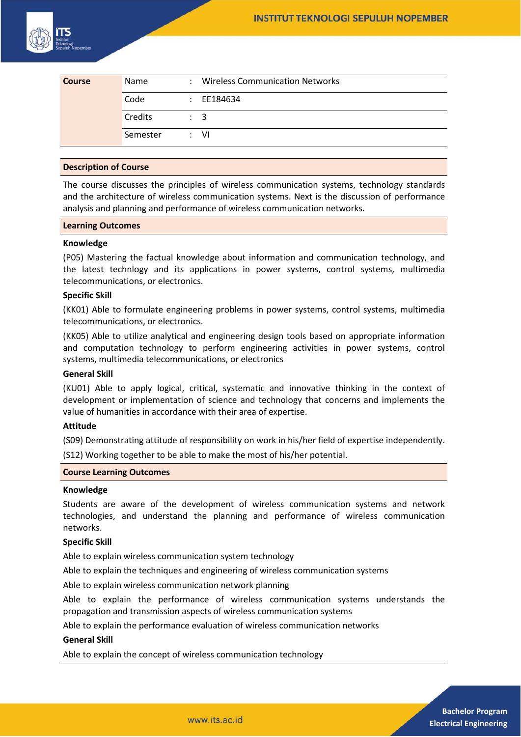| Course | Name | : | Wireless Communication Networks |
|---|---|---|---|
| | Code | : | EE184634 |
| | Credits | : | 3 |
| | Semester | : | VI |

## Description of Course

The course discusses the principles of wireless communication systems, technology standards and the architecture of wireless communication systems. Next is the discussion of performance analysis and planning and performance of wireless communication networks.

## Learning Outcomes

**Knowledge**

(P05) Mastering the factual knowledge about information and communication technology, and the latest technlogy and its applications in power systems, control systems, multimedia telecommunications, or electronics.

**Specific Skill**

(KK01) Able to formulate engineering problems in power systems, control systems, multimedia telecommunications, or electronics.

(KK05) Able to utilize analytical and engineering design tools based on appropriate information and computation technology to perform engineering activities in power systems, control systems, multimedia telecommunications, or electronics

**General Skill**

(KU01) Able to apply logical, critical, systematic and innovative thinking in the context of development or implementation of science and technology that concerns and implements the value of humanities in accordance with their area of expertise.

**Attitude**

(S09) Demonstrating attitude of responsibility on work in his/her field of expertise independently.

(S12) Working together to be able to make the most of his/her potential.

## Course Learning Outcomes

**Knowledge**

Students are aware of the development of wireless communication systems and network technologies, and understand the planning and performance of wireless communication networks.

**Specific Skill**

Able to explain wireless communication system technology

Able to explain the techniques and engineering of wireless communication systems

Able to explain wireless communication network planning

Able to explain the performance of wireless communication systems understands the propagation and transmission aspects of wireless communication systems

Able to explain the performance evaluation of wireless communication networks

**General Skill**

Able to explain the concept of wireless communication technology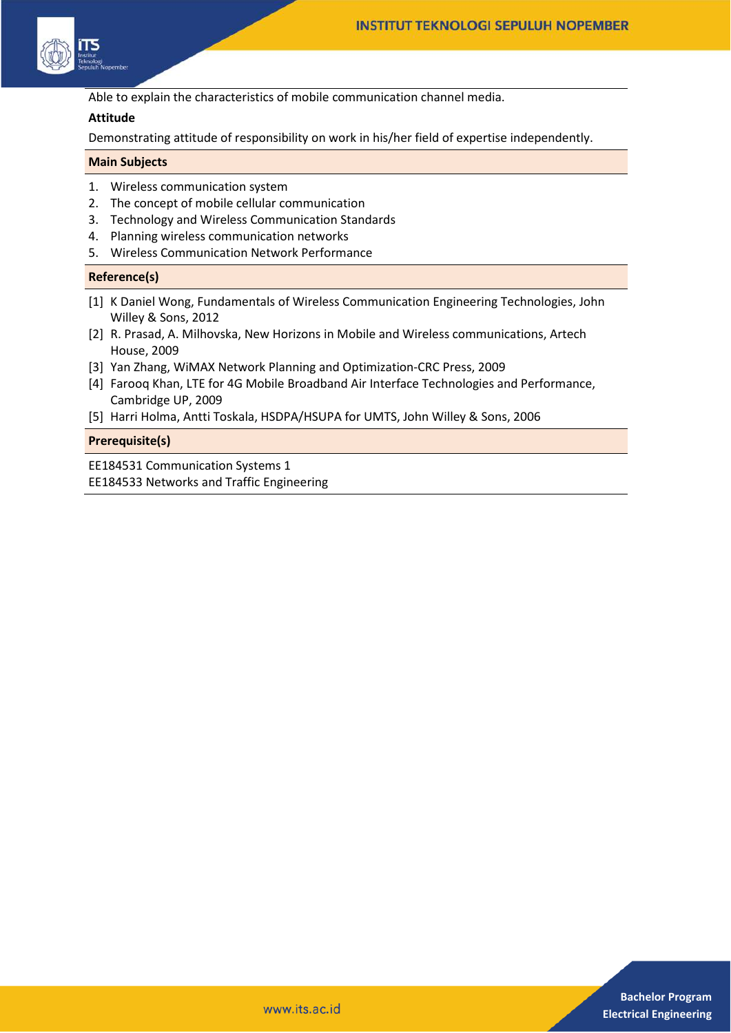Able to explain the characteristics of mobile communication channel media.

**Attitude**

Demonstrating attitude of responsibility on work in his/her field of expertise independently.

## Main Subjects

1. Wireless communication system
2. The concept of mobile cellular communication
3. Technology and Wireless Communication Standards
4. Planning wireless communication networks
5. Wireless Communication Network Performance

## Reference(s)

[1] K Daniel Wong, Fundamentals of Wireless Communication Engineering Technologies, John Willey & Sons, 2012

[2] R. Prasad, A. Milhovska, New Horizons in Mobile and Wireless communications, Artech House, 2009

[3] Yan Zhang, WiMAX Network Planning and Optimization-CRC Press, 2009

[4] Farooq Khan, LTE for 4G Mobile Broadband Air Interface Technologies and Performance, Cambridge UP, 2009

[5] Harri Holma, Antti Toskala, HSDPA/HSUPA for UMTS, John Willey & Sons, 2006

## Prerequisite(s)

EE184531 Communication Systems 1
EE184533 Networks and Traffic Engineering